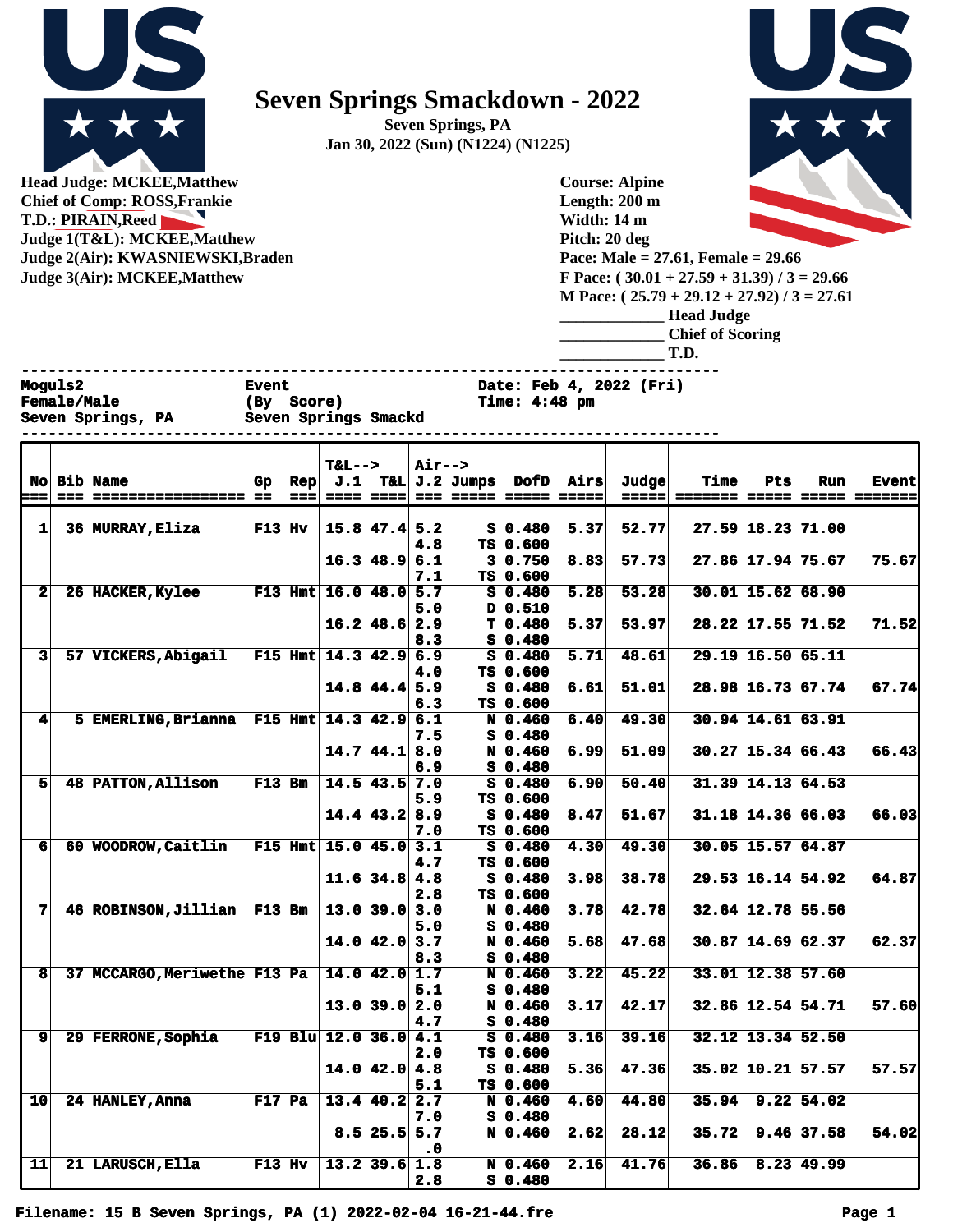# Seven Springs Smackdown - 2022

**Seven Springs, PA**
**Jan 30, 2022 (Sun) (N1224) (N1225)**

**Head Judge: MCKEE,Matthew**
**Chief of Comp: ROSS,Frankie**
**T.D.: PIRAIN,Reed**
**Judge 1(T&L): MCKEE,Matthew**
**Judge 2(Air): KWASNIEWSKI,Braden**
**Judge 3(Air): MCKEE,Matthew**

**Course: Alpine**
**Length: 200 m**
**Width: 14 m**
**Pitch: 20 deg**
**Pace: Male = 27.61, Female = 29.66**
**F Pace: ( 30.01 + 27.59 + 31.39) / 3 = 29.66**
**M Pace: ( 25.79 + 29.12 + 27.92) / 3 = 27.61**

_____________ Head Judge
_____________ Chief of Scoring
_____________ T.D.

```
Moguls2              Event                  Date: Feb 4, 2022 (Fri)
Female/Male          (By  Score)            Time: 4:48 pm
Seven Springs, PA    Seven Springs Smackd
```

| No | Bib | Name | Gp | Rep | T&L--> J.1 | T&L | Air--> J.2 | Jumps | DofD | Airs | Judge | Time | Pts | Run | Event |
|---|---|---|---|---|---|---|---|---|---|---|---|---|---|---|---|
| 1 | 36 | MURRAY,Eliza | F13 | Hv | 15.8 | 47.4 | 5.2 | S | 0.480 | 5.37 | 52.77 | 27.59 | 18.23 | 71.00 | |
| | | | | | | | 4.8 | TS | 0.600 | | | | | | |
| | | | | | 16.3 | 48.9 | 6.1 | 3 | 0.750 | 8.83 | 57.73 | 27.86 | 17.94 | 75.67 | 75.67 |
| | | | | | | | 7.1 | TS | 0.600 | | | | | | |
| 2 | 26 | HACKER,Kylee | F13 | Hmt | 16.0 | 48.0 | 5.7 | S | 0.480 | 5.28 | 53.28 | 30.01 | 15.62 | 68.90 | |
| | | | | | | | 5.0 | D | 0.510 | | | | | | |
| | | | | | 16.2 | 48.6 | 2.9 | T | 0.480 | 5.37 | 53.97 | 28.22 | 17.55 | 71.52 | 71.52 |
| | | | | | | | 8.3 | S | 0.480 | | | | | | |
| 3 | 57 | VICKERS,Abigail | F15 | Hmt | 14.3 | 42.9 | 6.9 | S | 0.480 | 5.71 | 48.61 | 29.19 | 16.50 | 65.11 | |
| | | | | | | | 4.0 | TS | 0.600 | | | | | | |
| | | | | | 14.8 | 44.4 | 5.9 | S | 0.480 | 6.61 | 51.01 | 28.98 | 16.73 | 67.74 | 67.74 |
| | | | | | | | 6.3 | TS | 0.600 | | | | | | |
| 4 | 5 | EMERLING,Brianna | F15 | Hmt | 14.3 | 42.9 | 6.1 | N | 0.460 | 6.40 | 49.30 | 30.94 | 14.61 | 63.91 | |
| | | | | | | | 7.5 | S | 0.480 | | | | | | |
| | | | | | 14.7 | 44.1 | 8.0 | N | 0.460 | 6.99 | 51.09 | 30.27 | 15.34 | 66.43 | 66.43 |
| | | | | | | | 6.9 | S | 0.480 | | | | | | |
| 5 | 48 | PATTON,Allison | F13 | Bm | 14.5 | 43.5 | 7.0 | S | 0.480 | 6.90 | 50.40 | 31.39 | 14.13 | 64.53 | |
| | | | | | | | 5.9 | TS | 0.600 | | | | | | |
| | | | | | 14.4 | 43.2 | 8.9 | S | 0.480 | 8.47 | 51.67 | 31.18 | 14.36 | 66.03 | 66.03 |
| | | | | | | | 7.0 | TS | 0.600 | | | | | | |
| 6 | 60 | WOODROW,Caitlin | F15 | Hmt | 15.0 | 45.0 | 3.1 | S | 0.480 | 4.30 | 49.30 | 30.05 | 15.57 | 64.87 | |
| | | | | | | | 4.7 | TS | 0.600 | | | | | | |
| | | | | | 11.6 | 34.8 | 4.8 | S | 0.480 | 3.98 | 38.78 | 29.53 | 16.14 | 54.92 | 64.87 |
| | | | | | | | 2.8 | TS | 0.600 | | | | | | |
| 7 | 46 | ROBINSON,Jillian | F13 | Bm | 13.0 | 39.0 | 3.0 | N | 0.460 | 3.78 | 42.78 | 32.64 | 12.78 | 55.56 | |
| | | | | | | | 5.0 | S | 0.480 | | | | | | |
| | | | | | 14.0 | 42.0 | 3.7 | N | 0.460 | 5.68 | 47.68 | 30.87 | 14.69 | 62.37 | 62.37 |
| | | | | | | | 8.3 | S | 0.480 | | | | | | |
| 8 | 37 | MCCARGO,Meriwethe | F13 | Pa | 14.0 | 42.0 | 1.7 | N | 0.460 | 3.22 | 45.22 | 33.01 | 12.38 | 57.60 | |
| | | | | | | | 5.1 | S | 0.480 | | | | | | |
| | | | | | 13.0 | 39.0 | 2.0 | N | 0.460 | 3.17 | 42.17 | 32.86 | 12.54 | 54.71 | 57.60 |
| | | | | | | | 4.7 | S | 0.480 | | | | | | |
| 9 | 29 | FERRONE,Sophia | F19 | Blu | 12.0 | 36.0 | 4.1 | S | 0.480 | 3.16 | 39.16 | 32.12 | 13.34 | 52.50 | |
| | | | | | | | 2.0 | TS | 0.600 | | | | | | |
| | | | | | 14.0 | 42.0 | 4.8 | S | 0.480 | 5.36 | 47.36 | 35.02 | 10.21 | 57.57 | 57.57 |
| | | | | | | | 5.1 | TS | 0.600 | | | | | | |
| 10 | 24 | HANLEY,Anna | F17 | Pa | 13.4 | 40.2 | 2.7 | N | 0.460 | 4.60 | 44.80 | 35.94 | 9.22 | 54.02 | |
| | | | | | | | 7.0 | S | 0.480 | | | | | | |
| | | | | | 8.5 | 25.5 | 5.7 | N | 0.460 | 2.62 | 28.12 | 35.72 | 9.46 | 37.58 | 54.02 |
| | | | | | | | .0 | | | | | | | | |
| 11 | 21 | LARUSCH,Ella | F13 | Hv | 13.2 | 39.6 | 1.8 | N | 0.460 | 2.16 | 41.76 | 36.86 | 8.23 | 49.99 | |
| | | | | | | | 2.8 | S | 0.480 | | | | | | |

Filename: 15 B Seven Springs, PA (1) 2022-02-04 16-21-44.fre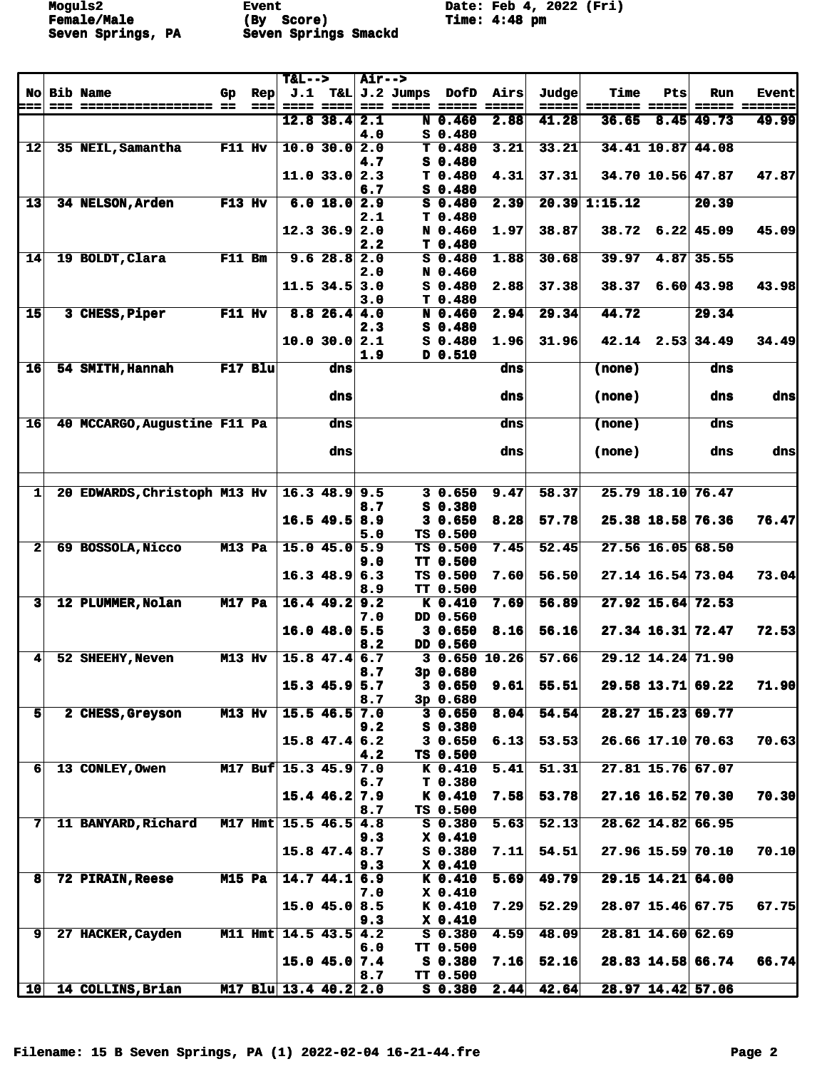Moguls2 Event Date: Feb 4, 2022 (Fri)
Female/Male (By Score) Time: 4:48 pm
Seven Springs, PA Seven Springs Smackd

| No | Bib | Name | Gp | Rep | T&L--> J.1 | T&L | Air--> J.2 | Jumps | DofD | Airs | Judge | Time | Pts | Run | Event |
|---|---|---|---|---|---|---|---|---|---|---|---|---|---|---|---|
| | | | | | 12.8 | 38.4 | 2.1 | N | 0.460 | 2.88 | 41.28 | 36.65 | 8.45 | 49.73 | 49.99 |
| | | | | | | | 4.0 | S | 0.480 | | | | | | |
| 12 | 35 | NEIL,Samantha | F11 | Hv | 10.0 | 30.0 | 2.0 | T | 0.480 | 3.21 | 33.21 | 34.41 | 10.87 | 44.08 | |
| | | | | | | | 4.7 | S | 0.480 | | | | | | |
| | | | | | 11.0 | 33.0 | 2.3 | T | 0.480 | 4.31 | 37.31 | 34.70 | 10.56 | 47.87 | 47.87 |
| | | | | | | | 6.7 | S | 0.480 | | | | | | |
| 13 | 34 | NELSON,Arden | F13 | Hv | 6.0 | 18.0 | 2.9 | S | 0.480 | 2.39 | 20.39 | 1:15.12 | | 20.39 | |
| | | | | | | | 2.1 | T | 0.480 | | | | | | |
| | | | | | 12.3 | 36.9 | 2.0 | N | 0.460 | 1.97 | 38.87 | 38.72 | 6.22 | 45.09 | 45.09 |
| | | | | | | | 2.2 | T | 0.480 | | | | | | |
| 14 | 19 | BOLDT,Clara | F11 | Bm | 9.6 | 28.8 | 2.0 | S | 0.480 | 1.88 | 30.68 | 39.97 | 4.87 | 35.55 | |
| | | | | | | | 2.0 | N | 0.460 | | | | | | |
| | | | | | 11.5 | 34.5 | 3.0 | S | 0.480 | 2.88 | 37.38 | 38.37 | 6.60 | 43.98 | 43.98 |
| | | | | | | | 3.0 | T | 0.480 | | | | | | |
| 15 | 3 | CHESS,Piper | F11 | Hv | 8.8 | 26.4 | 4.0 | N | 0.460 | 2.94 | 29.34 | 44.72 | | 29.34 | |
| | | | | | | | 2.3 | S | 0.480 | | | | | | |
| | | | | | 10.0 | 30.0 | 2.1 | S | 0.480 | 1.96 | 31.96 | 42.14 | 2.53 | 34.49 | 34.49 |
| | | | | | | | 1.9 | D | 0.510 | | | | | | |
| 16 | 54 | SMITH,Hannah | F17 | Blu | | dns | | | | dns | | (none) | | dns | |
| | | | | | | dns | | | | dns | | (none) | | dns | dns |
| 16 | 40 | MCCARGO,Augustine | F11 | Pa | | dns | | | | dns | | (none) | | dns | |
| | | | | | | dns | | | | dns | | (none) | | dns | dns |
| | | | | | | | | | | | | | | | |
| 1 | 20 | EDWARDS,Christoph | M13 | Hv | 16.3 | 48.9 | 9.5 | 3 | 0.650 | 9.47 | 58.37 | 25.79 | 18.10 | 76.47 | |
| | | | | | | | 8.7 | S | 0.380 | | | | | | |
| | | | | | 16.5 | 49.5 | 8.9 | 3 | 0.650 | 8.28 | 57.78 | 25.38 | 18.58 | 76.36 | 76.47 |
| | | | | | | | 5.0 | TS | 0.500 | | | | | | |
| 2 | 69 | BOSSOLA,Nicco | M13 | Pa | 15.0 | 45.0 | 5.9 | TS | 0.500 | 7.45 | 52.45 | 27.56 | 16.05 | 68.50 | |
| | | | | | | | 9.0 | TT | 0.500 | | | | | | |
| | | | | | 16.3 | 48.9 | 6.3 | TS | 0.500 | 7.60 | 56.50 | 27.14 | 16.54 | 73.04 | 73.04 |
| | | | | | | | 8.9 | TT | 0.500 | | | | | | |
| 3 | 12 | PLUMMER,Nolan | M17 | Pa | 16.4 | 49.2 | 9.2 | K | 0.410 | 7.69 | 56.89 | 27.92 | 15.64 | 72.53 | |
| | | | | | | | 7.0 | DD | 0.560 | | | | | | |
| | | | | | 16.0 | 48.0 | 5.5 | 3 | 0.650 | 8.16 | 56.16 | 27.34 | 16.31 | 72.47 | 72.53 |
| | | | | | | | 8.2 | DD | 0.560 | | | | | | |
| 4 | 52 | SHEEHY,Neven | M13 | Hv | 15.8 | 47.4 | 6.7 | 3 | 0.650 | 10.26 | 57.66 | 29.12 | 14.24 | 71.90 | |
| | | | | | | | 8.7 | 3p | 0.680 | | | | | | |
| | | | | | 15.3 | 45.9 | 5.7 | 3 | 0.650 | 9.61 | 55.51 | 29.58 | 13.71 | 69.22 | 71.90 |
| | | | | | | | 8.7 | 3p | 0.680 | | | | | | |
| 5 | 2 | CHESS,Greyson | M13 | Hv | 15.5 | 46.5 | 7.0 | 3 | 0.650 | 8.04 | 54.54 | 28.27 | 15.23 | 69.77 | |
| | | | | | | | 9.2 | S | 0.380 | | | | | | |
| | | | | | 15.8 | 47.4 | 6.2 | 3 | 0.650 | 6.13 | 53.53 | 26.66 | 17.10 | 70.63 | 70.63 |
| | | | | | | | 4.2 | TS | 0.500 | | | | | | |
| 6 | 13 | CONLEY,Owen | M17 | Buf | 15.3 | 45.9 | 7.0 | K | 0.410 | 5.41 | 51.31 | 27.81 | 15.76 | 67.07 | |
| | | | | | | | 6.7 | T | 0.380 | | | | | | |
| | | | | | 15.4 | 46.2 | 7.9 | K | 0.410 | 7.58 | 53.78 | 27.16 | 16.52 | 70.30 | 70.30 |
| | | | | | | | 8.7 | TS | 0.500 | | | | | | |
| 7 | 11 | BANYARD,Richard | M17 | Hmt | 15.5 | 46.5 | 4.8 | S | 0.380 | 5.63 | 52.13 | 28.62 | 14.82 | 66.95 | |
| | | | | | | | 9.3 | X | 0.410 | | | | | | |
| | | | | | 15.8 | 47.4 | 8.7 | S | 0.380 | 7.11 | 54.51 | 27.96 | 15.59 | 70.10 | 70.10 |
| | | | | | | | 9.3 | X | 0.410 | | | | | | |
| 8 | 72 | PIRAIN,Reese | M15 | Pa | 14.7 | 44.1 | 6.9 | K | 0.410 | 5.69 | 49.79 | 29.15 | 14.21 | 64.00 | |
| | | | | | | | 7.0 | X | 0.410 | | | | | | |
| | | | | | 15.0 | 45.0 | 8.5 | K | 0.410 | 7.29 | 52.29 | 28.07 | 15.46 | 67.75 | 67.75 |
| | | | | | | | 9.3 | X | 0.410 | | | | | | |
| 9 | 27 | HACKER,Cayden | M11 | Hmt | 14.5 | 43.5 | 4.2 | S | 0.380 | 4.59 | 48.09 | 28.81 | 14.60 | 62.69 | |
| | | | | | | | 6.0 | TT | 0.500 | | | | | | |
| | | | | | 15.0 | 45.0 | 7.4 | S | 0.380 | 7.16 | 52.16 | 28.83 | 14.58 | 66.74 | 66.74 |
| | | | | | | | 8.7 | TT | 0.500 | | | | | | |
| 10 | 14 | COLLINS,Brian | M17 | Blu | 13.4 | 40.2 | 2.0 | S | 0.380 | 2.44 | 42.64 | 28.97 | 14.42 | 57.06 | |

Filename: 15 B Seven Springs, PA (1) 2022-02-04 16-21-44.fre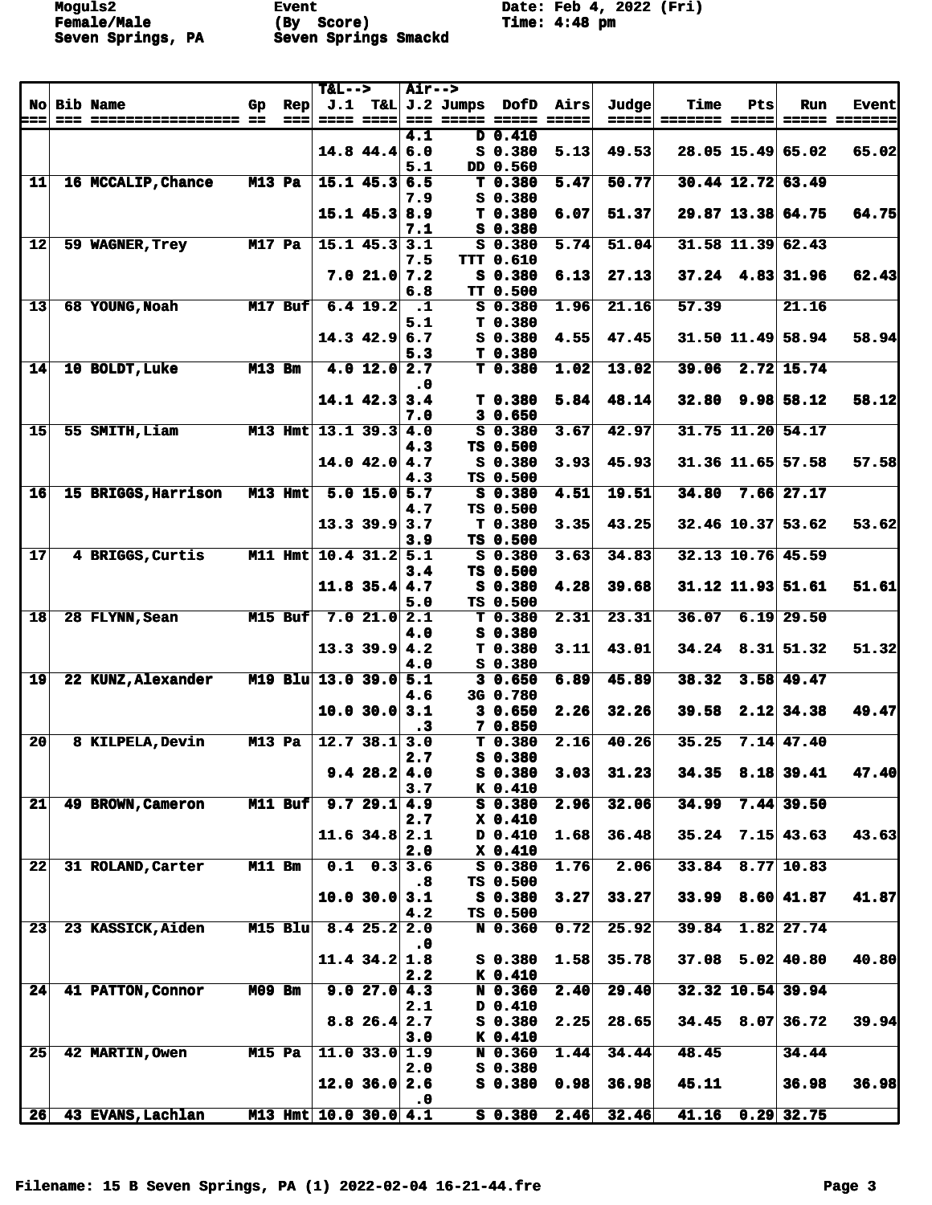Moguls2 | Event | Date: Feb 4, 2022 (Fri)
Female/Male | (By Score) | Time: 4:48 pm
Seven Springs, PA | Seven Springs Smackd

| No | Bib | Name | Gp | Rep | T&L--> J.1 | T&L | Air--> J.2 | Jumps | DofD | Airs | Judge | Time | Pts | Run | Event |
|---|---|---|---|---|---|---|---|---|---|---|---|---|---|---|---|
| | | | | | | | 4.1 | D | 0.410 | | | | | | |
| | | | | | 14.8 | 44.4 | 6.0 | S | 0.380 | 5.13 | 49.53 | 28.05 | 15.49 | 65.02 | 65.02 |
| | | | | | | | 5.1 | DD | 0.560 | | | | | | |
| 11 | 16 | MCCALIP,Chance | M13 | Pa | 15.1 | 45.3 | 6.5 | T | 0.380 | 5.47 | 50.77 | 30.44 | 12.72 | 63.49 | |
| | | | | | | | 7.9 | S | 0.380 | | | | | | |
| | | | | | 15.1 | 45.3 | 8.9 | T | 0.380 | 6.07 | 51.37 | 29.87 | 13.38 | 64.75 | 64.75 |
| | | | | | | | 7.1 | S | 0.380 | | | | | | |
| 12 | 59 | WAGNER,Trey | M17 | Pa | 15.1 | 45.3 | 3.1 | S | 0.380 | 5.74 | 51.04 | 31.58 | 11.39 | 62.43 | |
| | | | | | | | 7.5 | TTT | 0.610 | | | | | | |
| | | | | | 7.0 | 21.0 | 7.2 | S | 0.380 | 6.13 | 27.13 | 37.24 | 4.83 | 31.96 | 62.43 |
| | | | | | | | 6.8 | TT | 0.500 | | | | | | |
| 13 | 68 | YOUNG,Noah | M17 | Buf | 6.4 | 19.2 | .1 | S | 0.380 | 1.96 | 21.16 | 57.39 | | 21.16 | |
| | | | | | | | 5.1 | T | 0.380 | | | | | | |
| | | | | | 14.3 | 42.9 | 6.7 | S | 0.380 | 4.55 | 47.45 | 31.50 | 11.49 | 58.94 | 58.94 |
| | | | | | | | 5.3 | T | 0.380 | | | | | | |
| 14 | 10 | BOLDT,Luke | M13 | Bm | 4.0 | 12.0 | 2.7 | T | 0.380 | 1.02 | 13.02 | 39.06 | 2.72 | 15.74 | |
| | | | | | | | .0 | | | | | | | | |
| | | | | | 14.1 | 42.3 | 3.4 | T | 0.380 | 5.84 | 48.14 | 32.80 | 9.98 | 58.12 | 58.12 |
| | | | | | | | 7.0 | 3 | 0.650 | | | | | | |
| 15 | 55 | SMITH,Liam | M13 | Hmt | 13.1 | 39.3 | 4.0 | S | 0.380 | 3.67 | 42.97 | 31.75 | 11.20 | 54.17 | |
| | | | | | | | 4.3 | TS | 0.500 | | | | | | |
| | | | | | 14.0 | 42.0 | 4.7 | S | 0.380 | 3.93 | 45.93 | 31.36 | 11.65 | 57.58 | 57.58 |
| | | | | | | | 4.3 | TS | 0.500 | | | | | | |
| 16 | 15 | BRIGGS,Harrison | M13 | Hmt | 5.0 | 15.0 | 5.7 | S | 0.380 | 4.51 | 19.51 | 34.80 | 7.66 | 27.17 | |
| | | | | | | | 4.7 | TS | 0.500 | | | | | | |
| | | | | | 13.3 | 39.9 | 3.7 | T | 0.380 | 3.35 | 43.25 | 32.46 | 10.37 | 53.62 | 53.62 |
| | | | | | | | 3.9 | TS | 0.500 | | | | | | |
| 17 | 4 | BRIGGS,Curtis | M11 | Hmt | 10.4 | 31.2 | 5.1 | S | 0.380 | 3.63 | 34.83 | 32.13 | 10.76 | 45.59 | |
| | | | | | | | 3.4 | TS | 0.500 | | | | | | |
| | | | | | 11.8 | 35.4 | 4.7 | S | 0.380 | 4.28 | 39.68 | 31.12 | 11.93 | 51.61 | 51.61 |
| | | | | | | | 5.0 | TS | 0.500 | | | | | | |
| 18 | 28 | FLYNN,Sean | M15 | Buf | 7.0 | 21.0 | 2.1 | T | 0.380 | 2.31 | 23.31 | 36.07 | 6.19 | 29.50 | |
| | | | | | | | 4.0 | S | 0.380 | | | | | | |
| | | | | | 13.3 | 39.9 | 4.2 | T | 0.380 | 3.11 | 43.01 | 34.24 | 8.31 | 51.32 | 51.32 |
| | | | | | | | 4.0 | S | 0.380 | | | | | | |
| 19 | 22 | KUNZ,Alexander | M19 | Blu | 13.0 | 39.0 | 5.1 | 3 | 0.650 | 6.89 | 45.89 | 38.32 | 3.58 | 49.47 | |
| | | | | | | | 4.6 | 3G | 0.780 | | | | | | |
| | | | | | 10.0 | 30.0 | 3.1 | 3 | 0.650 | 2.26 | 32.26 | 39.58 | 2.12 | 34.38 | 49.47 |
| | | | | | | | .3 | 7 | 0.850 | | | | | | |
| 20 | 8 | KILPELA,Devin | M13 | Pa | 12.7 | 38.1 | 3.0 | T | 0.380 | 2.16 | 40.26 | 35.25 | 7.14 | 47.40 | |
| | | | | | | | 2.7 | S | 0.380 | | | | | | |
| | | | | | 9.4 | 28.2 | 4.0 | S | 0.380 | 3.03 | 31.23 | 34.35 | 8.18 | 39.41 | 47.40 |
| | | | | | | | 3.7 | K | 0.410 | | | | | | |
| 21 | 49 | BROWN,Cameron | M11 | Buf | 9.7 | 29.1 | 4.9 | S | 0.380 | 2.96 | 32.06 | 34.99 | 7.44 | 39.50 | |
| | | | | | | | 2.7 | X | 0.410 | | | | | | |
| | | | | | 11.6 | 34.8 | 2.1 | D | 0.410 | 1.68 | 36.48 | 35.24 | 7.15 | 43.63 | 43.63 |
| | | | | | | | 2.0 | X | 0.410 | | | | | | |
| 22 | 31 | ROLAND,Carter | M11 | Bm | 0.1 | 0.3 | 3.6 | S | 0.380 | 1.76 | 2.06 | 33.84 | 8.77 | 10.83 | |
| | | | | | | | .8 | TS | 0.500 | | | | | | |
| | | | | | 10.0 | 30.0 | 3.1 | S | 0.380 | 3.27 | 33.27 | 33.99 | 8.60 | 41.87 | 41.87 |
| | | | | | | | 4.2 | TS | 0.500 | | | | | | |
| 23 | 23 | KASSICK,Aiden | M15 | Blu | 8.4 | 25.2 | 2.0 | N | 0.360 | 0.72 | 25.92 | 39.84 | 1.82 | 27.74 | |
| | | | | | | | .0 | | | | | | | | |
| | | | | | 11.4 | 34.2 | 1.8 | S | 0.380 | 1.58 | 35.78 | 37.08 | 5.02 | 40.80 | 40.80 |
| | | | | | | | 2.2 | K | 0.410 | | | | | | |
| 24 | 41 | PATTON,Connor | M09 | Bm | 9.0 | 27.0 | 4.3 | N | 0.360 | 2.40 | 29.40 | 32.32 | 10.54 | 39.94 | |
| | | | | | | | 2.1 | D | 0.410 | | | | | | |
| | | | | | 8.8 | 26.4 | 2.7 | S | 0.380 | 2.25 | 28.65 | 34.45 | 8.07 | 36.72 | 39.94 |
| | | | | | | | 3.0 | K | 0.410 | | | | | | |
| 25 | 42 | MARTIN,Owen | M15 | Pa | 11.0 | 33.0 | 1.9 | N | 0.360 | 1.44 | 34.44 | 48.45 | | 34.44 | |
| | | | | | | | 2.0 | S | 0.380 | | | | | | |
| | | | | | 12.0 | 36.0 | 2.6 | S | 0.380 | 0.98 | 36.98 | 45.11 | | 36.98 | 36.98 |
| | | | | | | | .0 | | | | | | | | |
| 26 | 43 | EVANS,Lachlan | M13 | Hmt | 10.0 | 30.0 | 4.1 | S | 0.380 | 2.46 | 32.46 | 41.16 | 0.29 | 32.75 | |

Filename: 15 B Seven Springs, PA (1) 2022-02-04 16-21-44.fre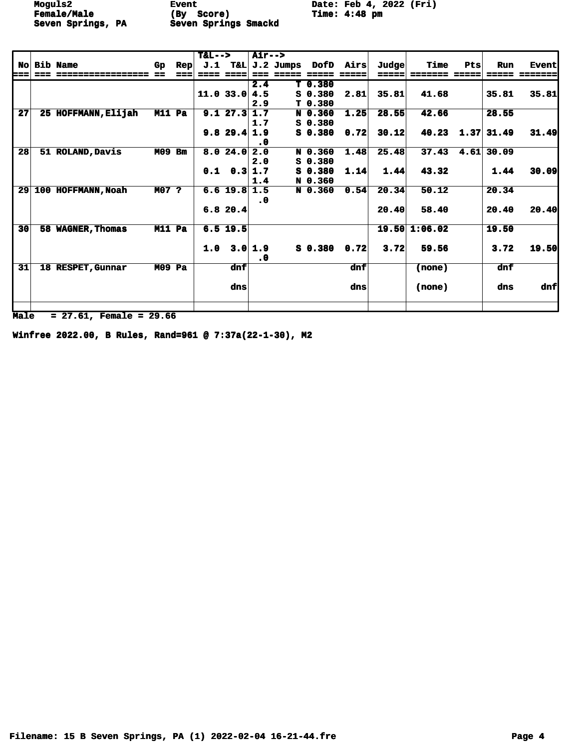Moguls2 Event Date: Feb 4, 2022 (Fri)
Female/Male (By Score) Time: 4:48 pm
Seven Springs, PA Seven Springs Smackd

| No | Bib | Name | Gp | Rep | T&L--> J.1 | T&L | Air--> J.2 | Jumps | DofD | Airs | Judge | Time | Pts | Run | Event |
|---|---|---|---|---|---|---|---|---|---|---|---|---|---|---|---|
| | | | | | | | 2.4 | T | 0.380 | | | | | | |
| | | | | | 11.0 | 33.0 | 4.5 | S | 0.380 | 2.81 | 35.81 | 41.68 | | 35.81 | 35.81 |
| | | | | | | | 2.9 | T | 0.380 | | | | | | |
| 27 | 25 | HOFFMANN,Elijah | M11 | Pa | 9.1 | 27.3 | 1.7 | N | 0.360 | 1.25 | 28.55 | 42.66 | | 28.55 | |
| | | | | | | | 1.7 | S | 0.380 | | | | | | |
| | | | | | 9.8 | 29.4 | 1.9 | S | 0.380 | 0.72 | 30.12 | 40.23 | 1.37 | 31.49 | 31.49 |
| | | | | | | | .0 | | | | | | | | |
| 28 | 51 | ROLAND,Davis | M09 | Bm | 8.0 | 24.0 | 2.0 | N | 0.360 | 1.48 | 25.48 | 37.43 | 4.61 | 30.09 | |
| | | | | | | | 2.0 | S | 0.380 | | | | | | |
| | | | | | 0.1 | 0.3 | 1.7 | S | 0.380 | 1.14 | 1.44 | 43.32 | | 1.44 | 30.09 |
| | | | | | | | 1.4 | N | 0.360 | | | | | | |
| 29 | 100 | HOFFMANN,Noah | M07 | ? | 6.6 | 19.8 | 1.5 | N | 0.360 | 0.54 | 20.34 | 50.12 | | 20.34 | |
| | | | | | | | .0 | | | | | | | | |
| | | | | | 6.8 | 20.4 | | | | | 20.40 | 58.40 | | 20.40 | 20.40 |
| 30 | 58 | WAGNER,Thomas | M11 | Pa | 6.5 | 19.5 | | | | | 19.50 | 1:06.02 | | 19.50 | |
| | | | | | 1.0 | 3.0 | 1.9 | S | 0.380 | 0.72 | 3.72 | 59.56 | | 3.72 | 19.50 |
| | | | | | | | .0 | | | | | | | | |
| 31 | 18 | RESPET,Gunnar | M09 | Pa | | dnf | | | | dnf | | (none) | | dnf | |
| | | | | | | dns | | | | dns | | (none) | | dns | dnf |

Male = 27.61, Female = 29.66

Winfree 2022.00, B Rules, Rand=961 @ 7:37a(22-1-30), M2

Filename: 15 B Seven Springs, PA (1) 2022-02-04 16-21-44.fre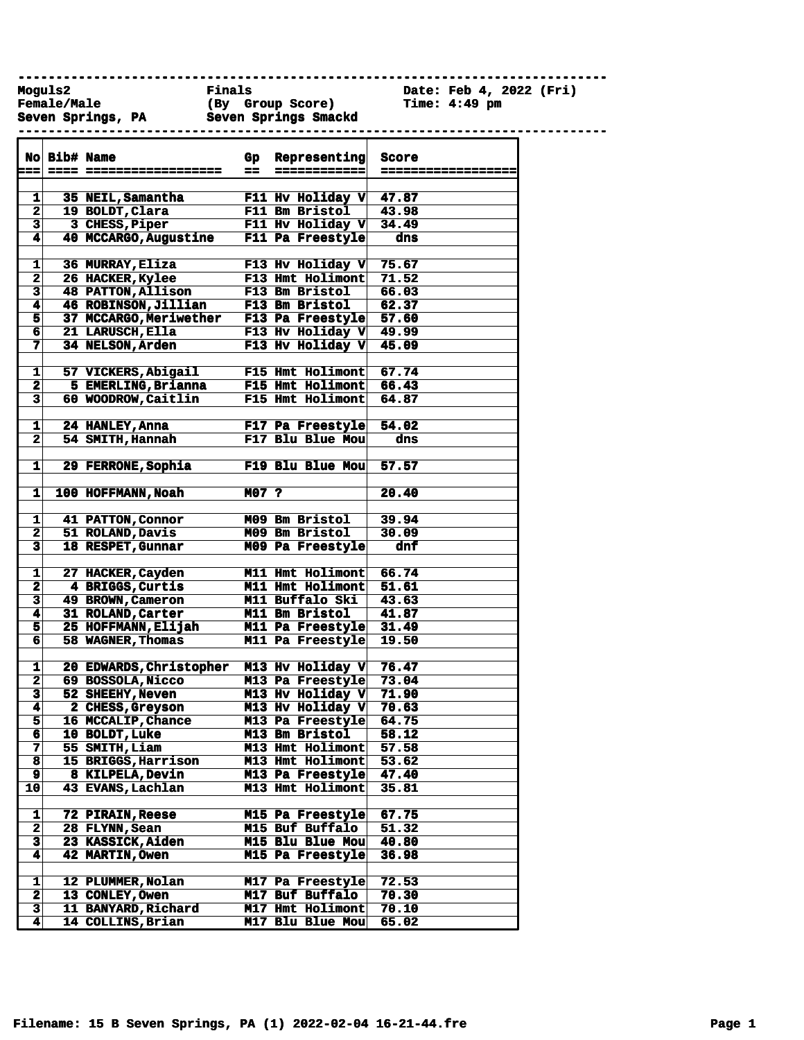Moguls2 | Finals | Date: Feb 4, 2022 (Fri)
Female/Male | (By Group Score) | Time: 4:49 pm
Seven Springs, PA | Seven Springs Smackd

| No | Bib# | Name | Gp | Representing | Score |
|---|---|---|---|---|---|
| 1 | 35 | NEIL, Samantha | F11 | Hv Holiday V | 47.87 |
| 2 | 19 | BOLDT, Clara | F11 | Bm Bristol | 43.98 |
| 3 | 3 | CHESS, Piper | F11 | Hv Holiday V | 34.49 |
| 4 | 40 | MCCARGO, Augustine | F11 | Pa Freestyle | dns |
| | | | | | |
| 1 | 36 | MURRAY, Eliza | F13 | Hv Holiday V | 75.67 |
| 2 | 26 | HACKER, Kylee | F13 | Hmt Holimont | 71.52 |
| 3 | 48 | PATTON, Allison | F13 | Bm Bristol | 66.03 |
| 4 | 46 | ROBINSON, Jillian | F13 | Bm Bristol | 62.37 |
| 5 | 37 | MCCARGO, Meriwether | F13 | Pa Freestyle | 57.60 |
| 6 | 21 | LARUSCH, Ella | F13 | Hv Holiday V | 49.99 |
| 7 | 34 | NELSON, Arden | F13 | Hv Holiday V | 45.09 |
| | | | | | |
| 1 | 57 | VICKERS, Abigail | F15 | Hmt Holimont | 67.74 |
| 2 | 5 | EMERLING, Brianna | F15 | Hmt Holimont | 66.43 |
| 3 | 60 | WOODROW, Caitlin | F15 | Hmt Holimont | 64.87 |
| | | | | | |
| 1 | 24 | HANLEY, Anna | F17 | Pa Freestyle | 54.02 |
| 2 | 54 | SMITH, Hannah | F17 | Blu Blue Mou | dns |
| | | | | | |
| 1 | 29 | FERRONE, Sophia | F19 | Blu Blue Mou | 57.57 |
| | | | | | |
| 1 | 100 | HOFFMANN, Noah | M07 | ? | 20.40 |
| | | | | | |
| 1 | 41 | PATTON, Connor | M09 | Bm Bristol | 39.94 |
| 2 | 51 | ROLAND, Davis | M09 | Bm Bristol | 30.09 |
| 3 | 18 | RESPET, Gunnar | M09 | Pa Freestyle | dnf |
| | | | | | |
| 1 | 27 | HACKER, Cayden | M11 | Hmt Holimont | 66.74 |
| 2 | 4 | BRIGGS, Curtis | M11 | Hmt Holimont | 51.61 |
| 3 | 49 | BROWN, Cameron | M11 | Buffalo Ski | 43.63 |
| 4 | 31 | ROLAND, Carter | M11 | Bm Bristol | 41.87 |
| 5 | 25 | HOFFMANN, Elijah | M11 | Pa Freestyle | 31.49 |
| 6 | 58 | WAGNER, Thomas | M11 | Pa Freestyle | 19.50 |
| | | | | | |
| 1 | 20 | EDWARDS, Christopher | M13 | Hv Holiday V | 76.47 |
| 2 | 69 | BOSSOLA, Nicco | M13 | Pa Freestyle | 73.04 |
| 3 | 52 | SHEEHY, Neven | M13 | Hv Holiday V | 71.90 |
| 4 | 2 | CHESS, Greyson | M13 | Hv Holiday V | 70.63 |
| 5 | 16 | MCCALIP, Chance | M13 | Pa Freestyle | 64.75 |
| 6 | 10 | BOLDT, Luke | M13 | Bm Bristol | 58.12 |
| 7 | 55 | SMITH, Liam | M13 | Hmt Holimont | 57.58 |
| 8 | 15 | BRIGGS, Harrison | M13 | Hmt Holimont | 53.62 |
| 9 | 8 | KILPELA, Devin | M13 | Pa Freestyle | 47.40 |
| 10 | 43 | EVANS, Lachlan | M13 | Hmt Holimont | 35.81 |
| | | | | | |
| 1 | 72 | PIRAIN, Reese | M15 | Pa Freestyle | 67.75 |
| 2 | 28 | FLYNN, Sean | M15 | Buf Buffalo | 51.32 |
| 3 | 23 | KASSICK, Aiden | M15 | Blu Blue Mou | 40.80 |
| 4 | 42 | MARTIN, Owen | M15 | Pa Freestyle | 36.98 |
| | | | | | |
| 1 | 12 | PLUMMER, Nolan | M17 | Pa Freestyle | 72.53 |
| 2 | 13 | CONLEY, Owen | M17 | Buf Buffalo | 70.30 |
| 3 | 11 | BANYARD, Richard | M17 | Hmt Holimont | 70.10 |
| 4 | 14 | COLLINS, Brian | M17 | Blu Blue Mou | 65.02 |

Filename: 15 B Seven Springs, PA (1) 2022-02-04 16-21-44.fre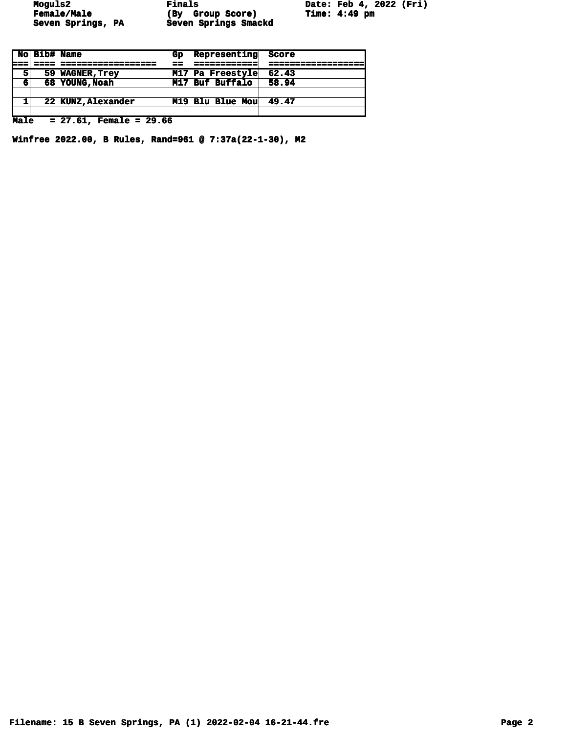Moguls2 Finals Date: Feb 4, 2022 (Fri)
Female/Male (By Group Score) Time: 4:49 pm
Seven Springs, PA Seven Springs Smackd

| No | Bib# | Name | Gp | Representing | Score |
|---|---|---|---|---|---|
| 5 | 59 | WAGNER,Trey | M17 | Pa Freestyle | 62.43 |
| 6 | 68 | YOUNG,Noah | M17 | Buf Buffalo | 58.94 |
| | | | | | |
| 1 | 22 | KUNZ,Alexander | M19 | Blu Blue Mou | 49.47 |
| | | | | | |

Male = 27.61, Female = 29.66

Winfree 2022.00, B Rules, Rand=961 @ 7:37a(22-1-30), M2

Filename: 15 B Seven Springs, PA (1) 2022-02-04 16-21-44.fre